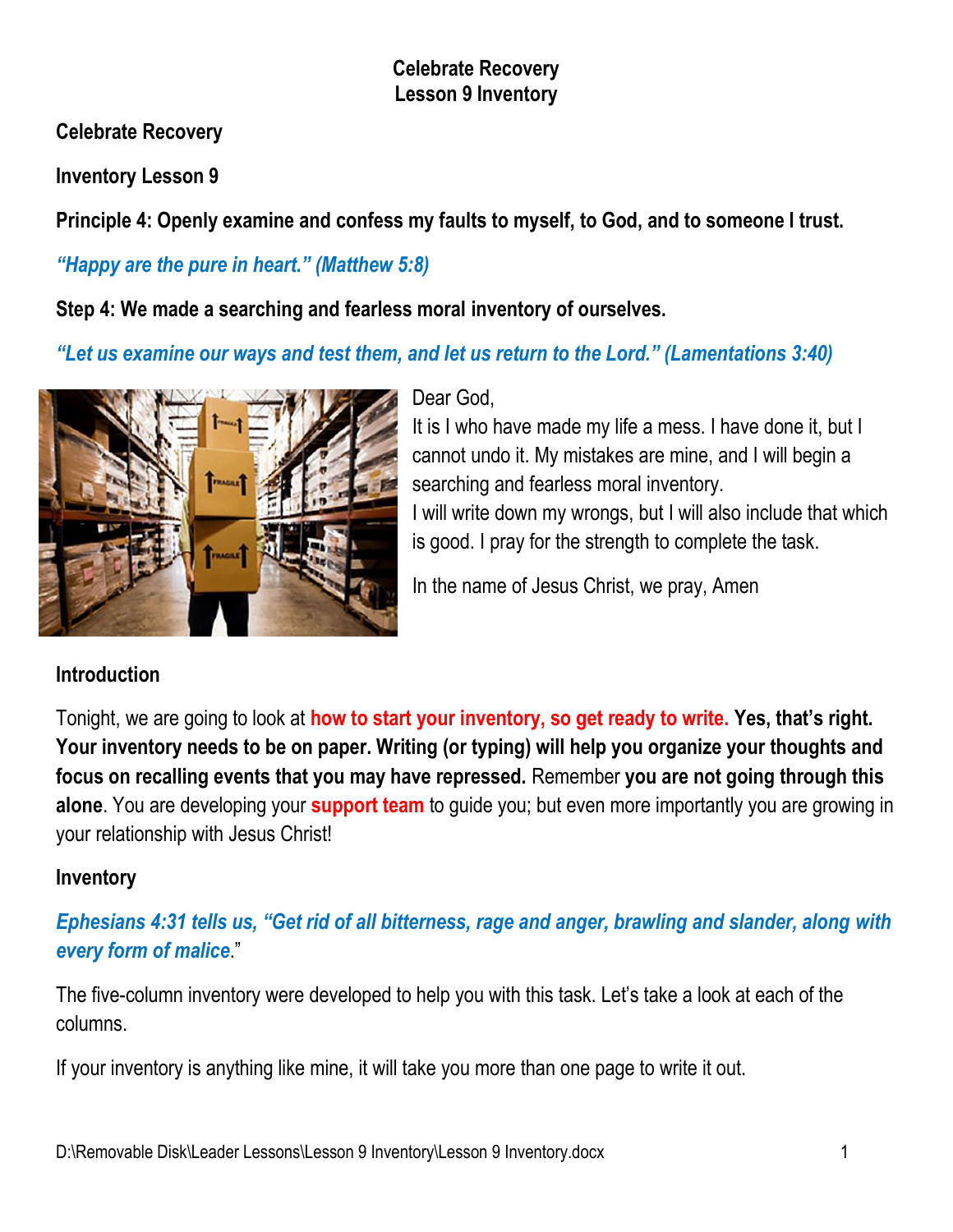# Celebrate Recovery
# Lesson 9 Inventory

**Celebrate Recovery**

**Inventory Lesson 9**

**Principle 4: Openly examine and confess my faults to myself, to God, and to someone I trust.**

***"Happy are the pure in heart." (Matthew 5:8)***

**Step 4: We made a searching and fearless moral inventory of ourselves.**

***"Let us examine our ways and test them, and let us return to the Lord." (Lamentations 3:40)***

Dear God,
It is I who have made my life a mess. I have done it, but I cannot undo it. My mistakes are mine, and I will begin a searching and fearless moral inventory.
I will write down my wrongs, but I will also include that which is good. I pray for the strength to complete the task.

In the name of Jesus Christ, we pray, Amen

**Introduction**

Tonight, we are going to look at **how to start your inventory, so get ready to write. Yes, that's right. Your inventory needs to be on paper. Writing (or typing) will help you organize your thoughts and focus on recalling events that you may have repressed.** Remember **you are not going through this alone**. You are developing your **support team** to guide you; but even more importantly you are growing in your relationship with Jesus Christ!

**Inventory**

***Ephesians 4:31 tells us, "Get rid of all bitterness, rage and anger, brawling and slander, along with every form of malice."***

The five-column inventory were developed to help you with this task. Let's take a look at each of the columns.

If your inventory is anything like mine, it will take you more than one page to write it out.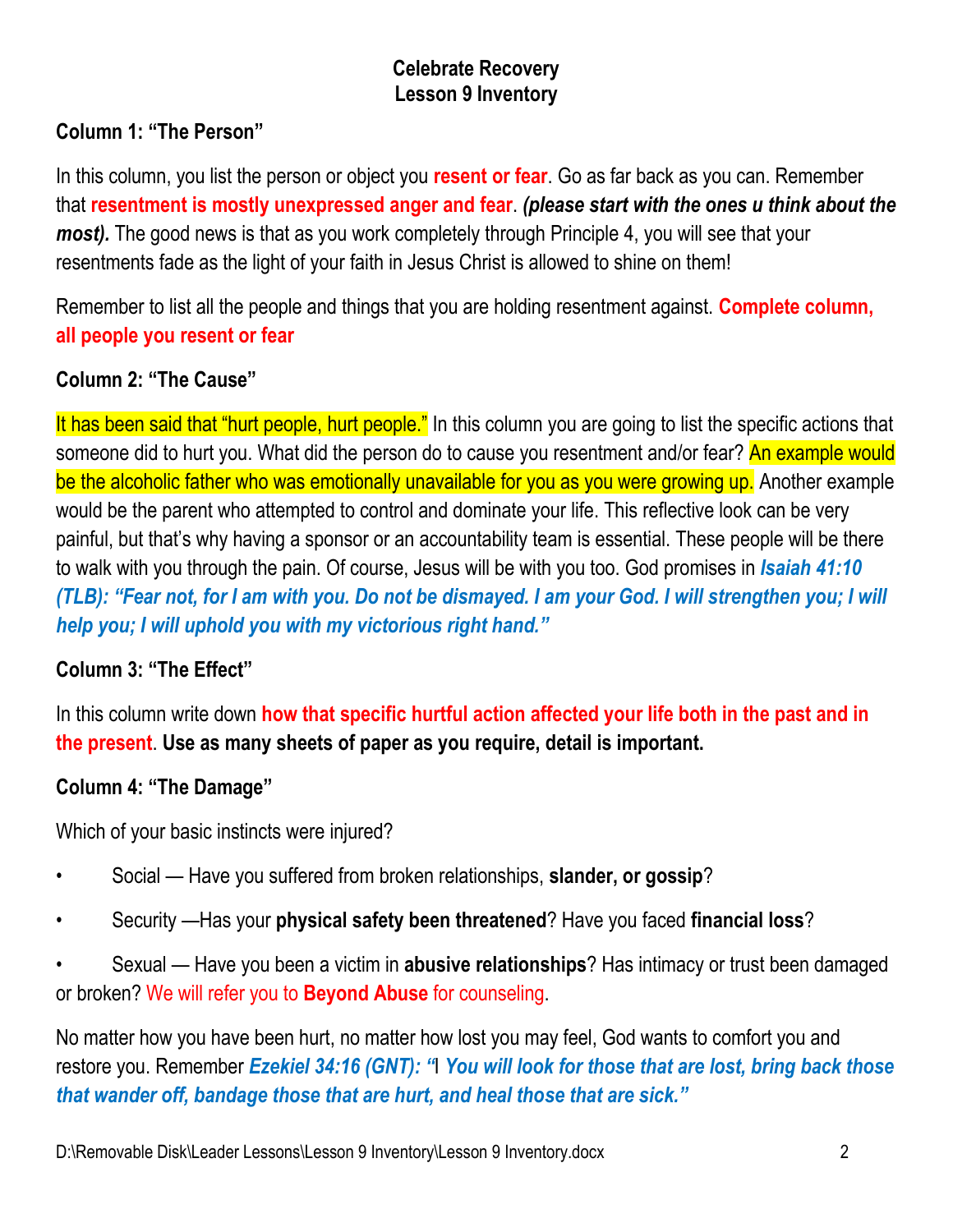**Celebrate Recovery**
**Lesson 9 Inventory**

**Column 1: "The Person"**

In this column, you list the person or object you **resent or fear**. Go as far back as you can. Remember that **resentment is mostly unexpressed anger and fear**. ***(please start with the ones u think about the most).*** The good news is that as you work completely through Principle 4, you will see that your resentments fade as the light of your faith in Jesus Christ is allowed to shine on them!

Remember to list all the people and things that you are holding resentment against. **Complete column, all people you resent or fear**

**Column 2: "The Cause"**

It has been said that "hurt people, hurt people." In this column you are going to list the specific actions that someone did to hurt you. What did the person do to cause you resentment and/or fear? An example would be the alcoholic father who was emotionally unavailable for you as you were growing up. Another example would be the parent who attempted to control and dominate your life. This reflective look can be very painful, but that's why having a sponsor or an accountability team is essential. These people will be there to walk with you through the pain. Of course, Jesus will be with you too. God promises in ***Isaiah 41:10 (TLB): "Fear not, for I am with you. Do not be dismayed. I am your God. I will strengthen you; I will help you; I will uphold you with my victorious right hand."***

**Column 3: "The Effect"**

In this column write down **how that specific hurtful action affected your life both in the past and in the present**. **Use as many sheets of paper as you require, detail is important.**

**Column 4: "The Damage"**

Which of your basic instincts were injured?

- Social — Have you suffered from broken relationships, **slander, or gossip**?
- Security —Has your **physical safety been threatened**? Have you faced **financial loss**?
- Sexual — Have you been a victim in **abusive relationships**? Has intimacy or trust been damaged or broken? We will refer you to **Beyond Abuse** for counseling.

No matter how you have been hurt, no matter how lost you may feel, God wants to comfort you and restore you. Remember ***Ezekiel 34:16 (GNT): "I You will look for those that are lost, bring back those that wander off, bandage those that are hurt, and heal those that are sick."***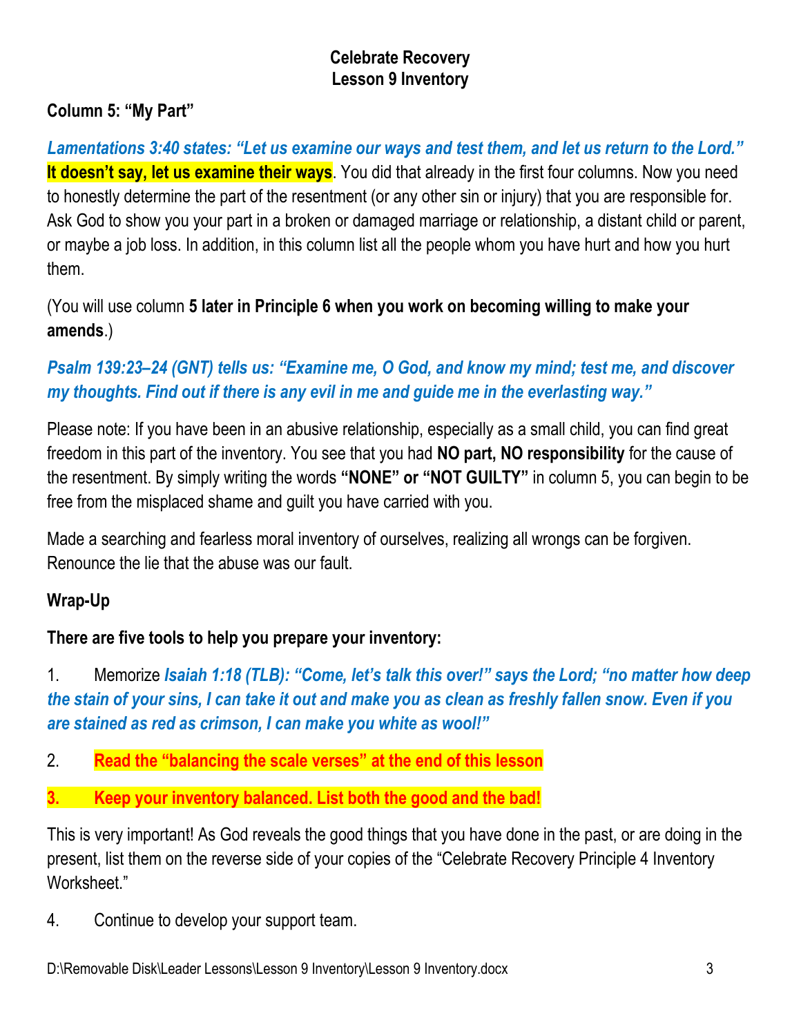**Celebrate Recovery**
**Lesson 9 Inventory**

**Column 5: "My Part"**

***Lamentations 3:40 states: "Let us examine our ways and test them, and let us return to the Lord."*** **It doesn't say, let us examine their ways**. You did that already in the first four columns. Now you need to honestly determine the part of the resentment (or any other sin or injury) that you are responsible for. Ask God to show you your part in a broken or damaged marriage or relationship, a distant child or parent, or maybe a job loss. In addition, in this column list all the people whom you have hurt and how you hurt them.

(You will use column **5 later in Principle 6 when you work on becoming willing to make your amends**.)

***Psalm 139:23–24 (GNT) tells us: "Examine me, O God, and know my mind; test me, and discover my thoughts. Find out if there is any evil in me and guide me in the everlasting way."***

Please note: If you have been in an abusive relationship, especially as a small child, you can find great freedom in this part of the inventory. You see that you had **NO part, NO responsibility** for the cause of the resentment. By simply writing the words **"NONE" or "NOT GUILTY"** in column 5, you can begin to be free from the misplaced shame and guilt you have carried with you.

Made a searching and fearless moral inventory of ourselves, realizing all wrongs can be forgiven. Renounce the lie that the abuse was our fault.

**Wrap-Up**

**There are five tools to help you prepare your inventory:**

1. Memorize ***Isaiah 1:18 (TLB): "Come, let's talk this over!" says the Lord; "no matter how deep the stain of your sins, I can take it out and make you as clean as freshly fallen snow. Even if you are stained as red as crimson, I can make you white as wool!"***

2. **Read the "balancing the scale verses" at the end of this lesson**

3. **Keep your inventory balanced. List both the good and the bad!**

This is very important! As God reveals the good things that you have done in the past, or are doing in the present, list them on the reverse side of your copies of the "Celebrate Recovery Principle 4 Inventory Worksheet."

4. Continue to develop your support team.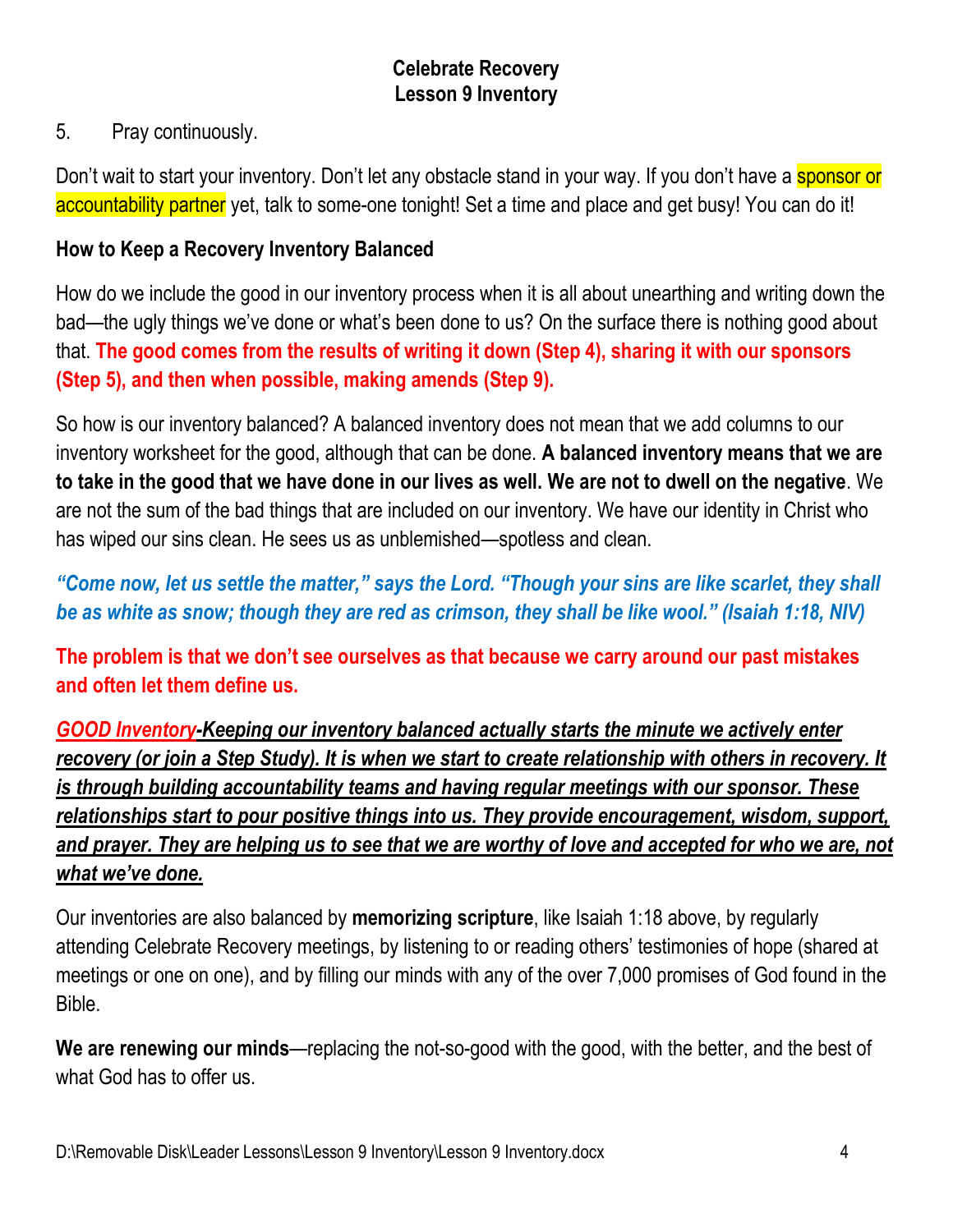**Celebrate Recovery**
**Lesson 9 Inventory**

5. Pray continuously.

Don't wait to start your inventory. Don't let any obstacle stand in your way. If you don't have a sponsor or accountability partner yet, talk to some-one tonight! Set a time and place and get busy! You can do it!

**How to Keep a Recovery Inventory Balanced**

How do we include the good in our inventory process when it is all about unearthing and writing down the bad—the ugly things we've done or what's been done to us? On the surface there is nothing good about that. **The good comes from the results of writing it down (Step 4), sharing it with our sponsors (Step 5), and then when possible, making amends (Step 9).**

So how is our inventory balanced? A balanced inventory does not mean that we add columns to our inventory worksheet for the good, although that can be done. **A balanced inventory means that we are to take in the good that we have done in our lives as well. We are not to dwell on the negative**. We are not the sum of the bad things that are included on our inventory. We have our identity in Christ who has wiped our sins clean. He sees us as unblemished—spotless and clean.

***"Come now, let us settle the matter," says the Lord. "Though your sins are like scarlet, they shall be as white as snow; though they are red as crimson, they shall be like wool." (Isaiah 1:18, NIV)***

**The problem is that we don't see ourselves as that because we carry around our past mistakes and often let them define us.**

***GOOD Inventory-Keeping our inventory balanced actually starts the minute we actively enter recovery (or join a Step Study). It is when we start to create relationship with others in recovery. It is through building accountability teams and having regular meetings with our sponsor. These relationships start to pour positive things into us. They provide encouragement, wisdom, support, and prayer. They are helping us to see that we are worthy of love and accepted for who we are, not what we've done.***

Our inventories are also balanced by **memorizing scripture**, like Isaiah 1:18 above, by regularly attending Celebrate Recovery meetings, by listening to or reading others' testimonies of hope (shared at meetings or one on one), and by filling our minds with any of the over 7,000 promises of God found in the Bible.

**We are renewing our minds**—replacing the not-so-good with the good, with the better, and the best of what God has to offer us.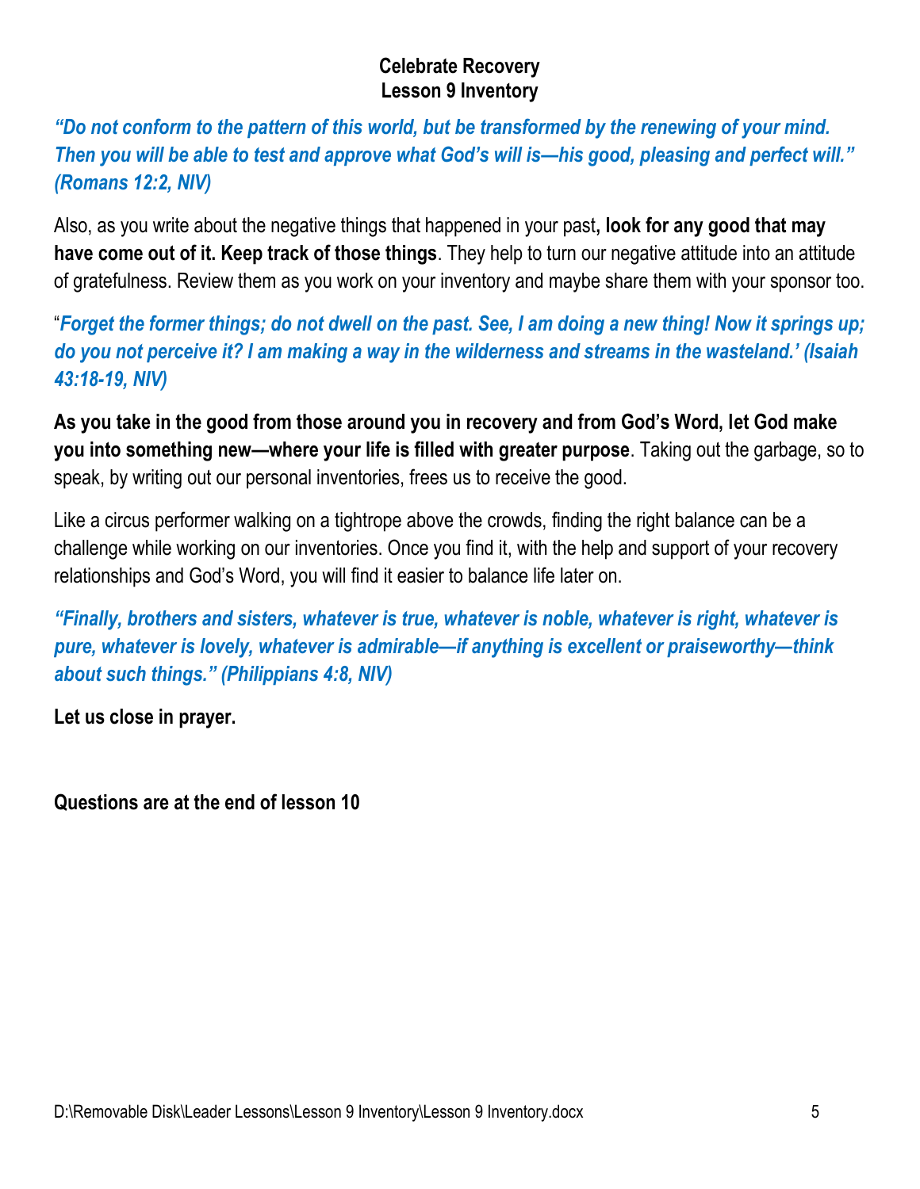**Celebrate Recovery**
**Lesson 9 Inventory**

***"Do not conform to the pattern of this world, but be transformed by the renewing of your mind. Then you will be able to test and approve what God's will is—his good, pleasing and perfect will." (Romans 12:2, NIV)***

Also, as you write about the negative things that happened in your past**, look for any good that may have come out of it. Keep track of those things**. They help to turn our negative attitude into an attitude of gratefulness. Review them as you work on your inventory and maybe share them with your sponsor too.

"***Forget the former things; do not dwell on the past. See, I am doing a new thing! Now it springs up; do you not perceive it? I am making a way in the wilderness and streams in the wasteland.' (Isaiah 43:18-19, NIV)***

**As you take in the good from those around you in recovery and from God's Word, let God make you into something new—where your life is filled with greater purpose**. Taking out the garbage, so to speak, by writing out our personal inventories, frees us to receive the good.

Like a circus performer walking on a tightrope above the crowds, finding the right balance can be a challenge while working on our inventories. Once you find it, with the help and support of your recovery relationships and God's Word, you will find it easier to balance life later on.

***"Finally, brothers and sisters, whatever is true, whatever is noble, whatever is right, whatever is pure, whatever is lovely, whatever is admirable—if anything is excellent or praiseworthy—think about such things." (Philippians 4:8, NIV)***

**Let us close in prayer.**

**Questions are at the end of lesson 10**